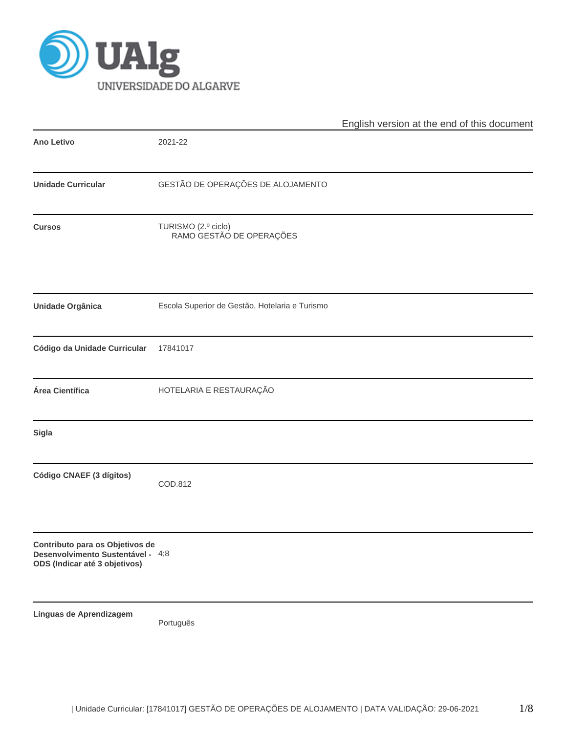English version at the end of this document

| | |
|---|---|
| **Ano Letivo** | 2021-22 |
| **Unidade Curricular** | GESTÃO DE OPERAÇÕES DE ALOJAMENTO |
| **Cursos** | TURISMO (2.º ciclo)<br>RAMO GESTÃO DE OPERAÇÕES |
| **Unidade Orgânica** | Escola Superior de Gestão, Hotelaria e Turismo |
| **Código da Unidade Curricular** | 17841017 |
| **Área Científica** | HOTELARIA E RESTAURAÇÃO |
| **Sigla** | |
| **Código CNAEF (3 dígitos)** | COD.812 |
| **Contributo para os Objetivos de Desenvolvimento Sustentável - ODS (Indicar até 3 objetivos)** | 4;8 |
| **Línguas de Aprendizagem** | Português |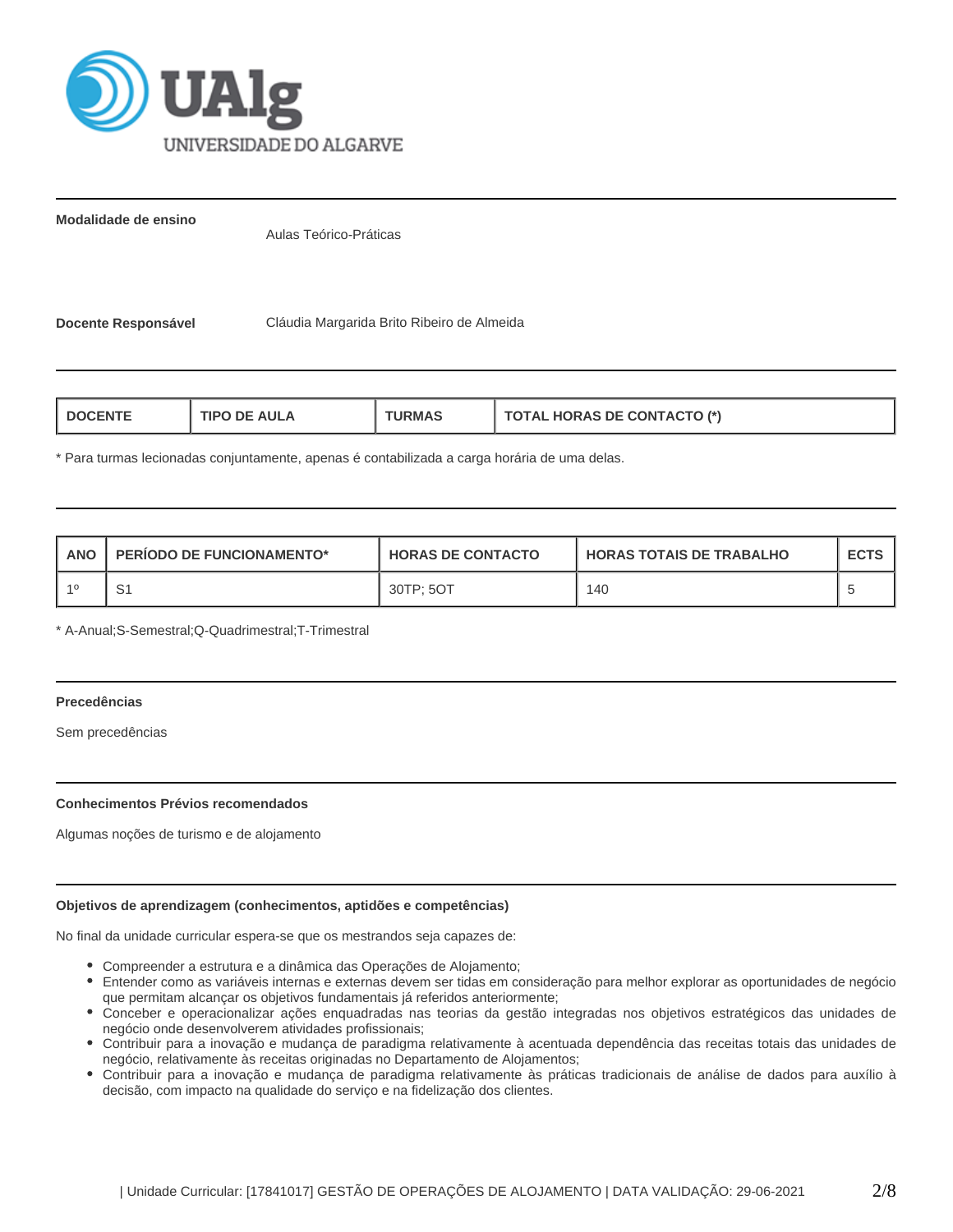**Modalidade de ensino**

Aulas Teórico-Práticas

**Docente Responsável**

Cláudia Margarida Brito Ribeiro de Almeida

| DOCENTE | TIPO DE AULA | TURMAS | TOTAL HORAS DE CONTACTO (*) |
|---|---|---|---|

* Para turmas lecionadas conjuntamente, apenas é contabilizada a carga horária de uma delas.

| ANO | PERÍODO DE FUNCIONAMENTO* | HORAS DE CONTACTO | HORAS TOTAIS DE TRABALHO | ECTS |
|---|---|---|---|---|
| 1º | S1 | 30TP; 5OT | 140 | 5 |

* A-Anual;S-Semestral;Q-Quadrimestral;T-Trimestral

**Precedências**

Sem precedências

**Conhecimentos Prévios recomendados**

Algumas noções de turismo e de alojamento

**Objetivos de aprendizagem (conhecimentos, aptidões e competências)**

No final da unidade curricular espera-se que os mestrandos seja capazes de:

- Compreender a estrutura e a dinâmica das Operações de Alojamento;
- Entender como as variáveis internas e externas devem ser tidas em consideração para melhor explorar as oportunidades de negócio que permitam alcançar os objetivos fundamentais já referidos anteriormente;
- Conceber e operacionalizar ações enquadradas nas teorias da gestão integradas nos objetivos estratégicos das unidades de negócio onde desenvolverem atividades profissionais;
- Contribuir para a inovação e mudança de paradigma relativamente à acentuada dependência das receitas totais das unidades de negócio, relativamente às receitas originadas no Departamento de Alojamentos;
- Contribuir para a inovação e mudança de paradigma relativamente às práticas tradicionais de análise de dados para auxílio à decisão, com impacto na qualidade do serviço e na fidelização dos clientes.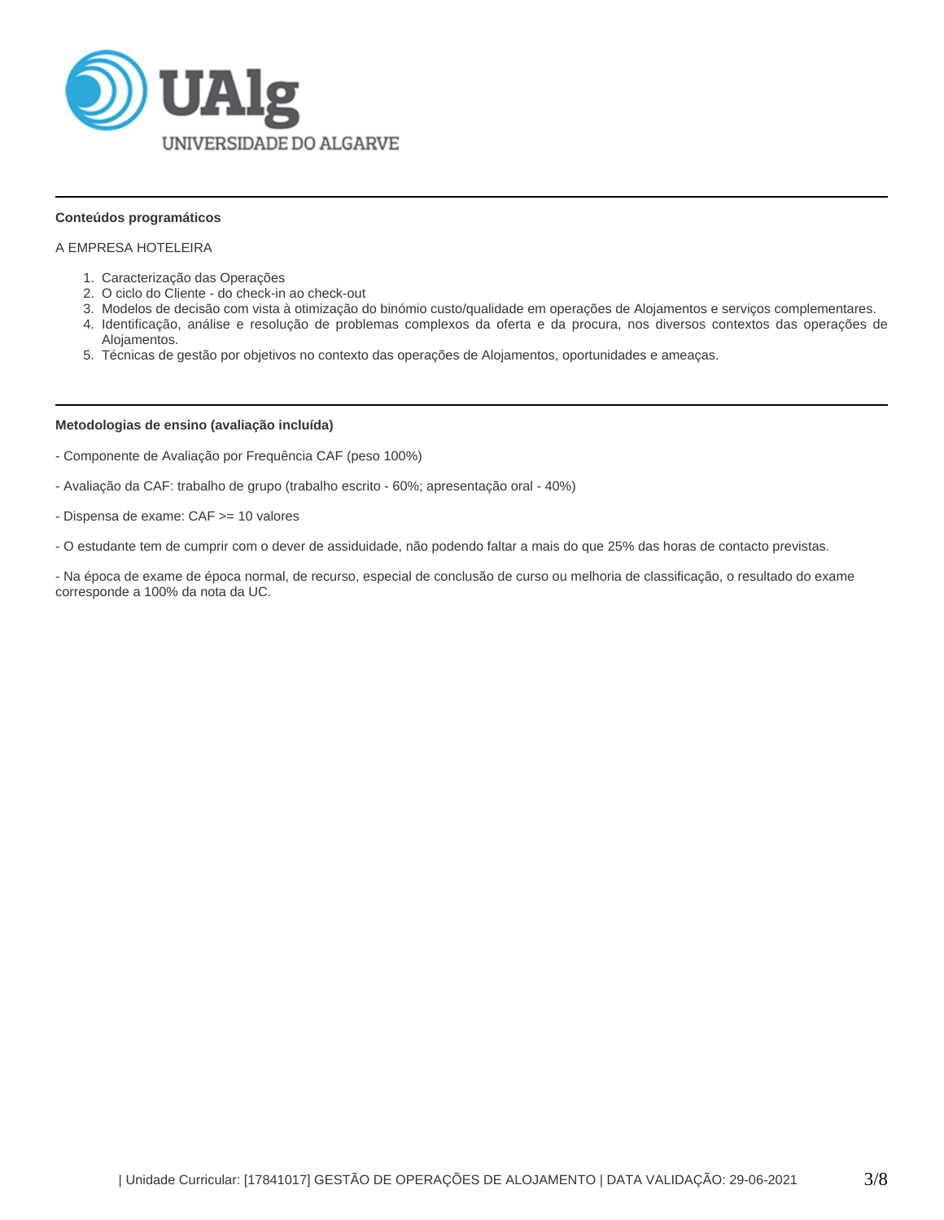**Conteúdos programáticos**

A EMPRESA HOTELEIRA

1. Caracterização das Operações
2. O ciclo do Cliente - do check-in ao check-out
3. Modelos de decisão com vista à otimização do binómio custo/qualidade em operações de Alojamentos e serviços complementares.
4. Identificação, análise e resolução de problemas complexos da oferta e da procura, nos diversos contextos das operações de Alojamentos.
5. Técnicas de gestão por objetivos no contexto das operações de Alojamentos, oportunidades e ameaças.

---

**Metodologias de ensino (avaliação incluída)**

- Componente de Avaliação por Frequência CAF (peso 100%)

- Avaliação da CAF: trabalho de grupo (trabalho escrito - 60%; apresentação oral - 40%)

- Dispensa de exame: CAF >= 10 valores

- O estudante tem de cumprir com o dever de assiduidade, não podendo faltar a mais do que 25% das horas de contacto previstas.

- Na época de exame de época normal, de recurso, especial de conclusão de curso ou melhoria de classificação, o resultado do exame corresponde a 100% da nota da UC.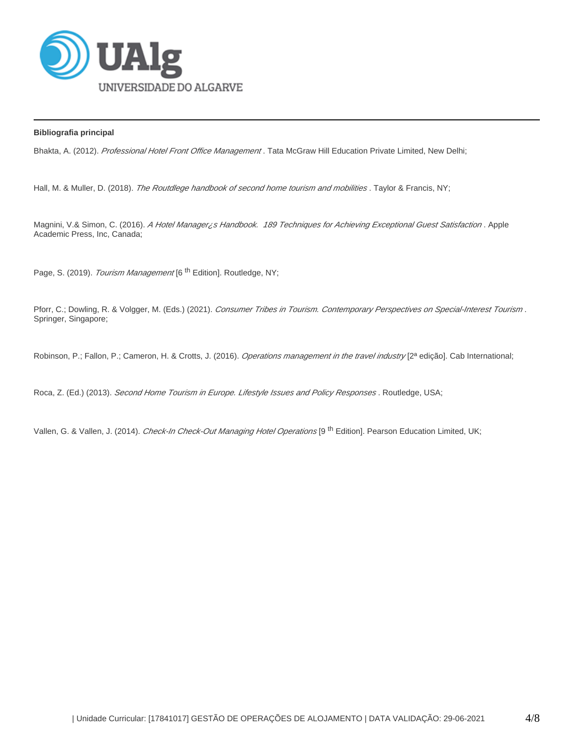**Bibliografia principal**

Bhakta, A. (2012). *Professional Hotel Front Office Management* . Tata McGraw Hill Education Private Limited, New Delhi;

Hall, M. & Muller, D. (2018). *The Routdlege handbook of second home tourism and mobilities* . Taylor & Francis, NY;

Magnini, V.& Simon, C. (2016). *A Hotel Manager¿s Handbook. 189 Techniques for Achieving Exceptional Guest Satisfaction* . Apple Academic Press, Inc, Canada;

Page, S. (2019). *Tourism Management* [6 th Edition]. Routledge, NY;

Pforr, C.; Dowling, R. & Volgger, M. (Eds.) (2021). *Consumer Tribes in Tourism. Contemporary Perspectives on Special-Interest Tourism* . Springer, Singapore;

Robinson, P.; Fallon, P.; Cameron, H. & Crotts, J. (2016). *Operations management in the travel industry* [2ª edição]. Cab International;

Roca, Z. (Ed.) (2013). *Second Home Tourism in Europe. Lifestyle Issues and Policy Responses* . Routledge, USA;

Vallen, G. & Vallen, J. (2014). *Check-In Check-Out Managing Hotel Operations* [9 th Edition]. Pearson Education Limited, UK;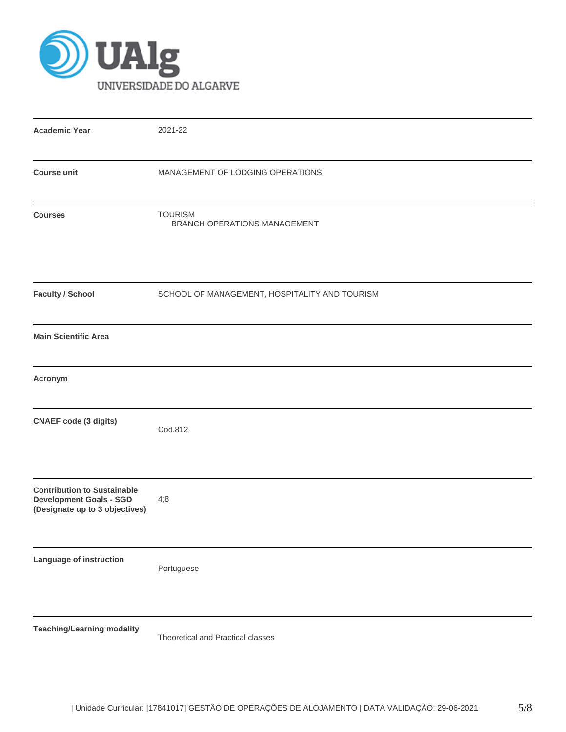| | |
|---|---|
| **Academic Year** | 2021-22 |
| **Course unit** | MANAGEMENT OF LODGING OPERATIONS |
| **Courses** | TOURISM<br>BRANCH OPERATIONS MANAGEMENT |
| **Faculty / School** | SCHOOL OF MANAGEMENT, HOSPITALITY AND TOURISM |
| **Main Scientific Area** | |
| **Acronym** | |
| **CNAEF code (3 digits)** | Cod.812 |
| **Contribution to Sustainable Development Goals - SGD (Designate up to 3 objectives)** | 4;8 |
| **Language of instruction** | Portuguese |
| **Teaching/Learning modality** | Theoretical and Practical classes |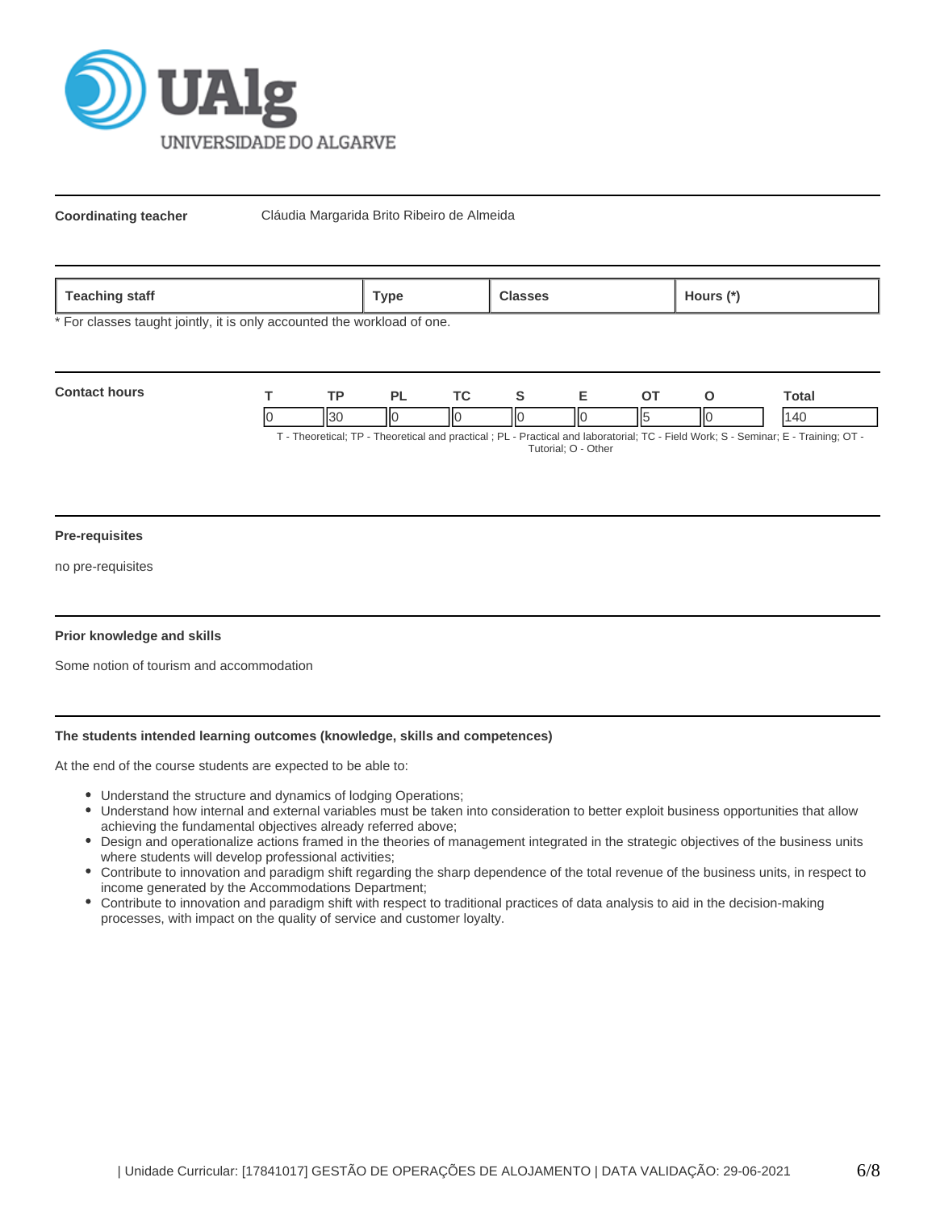**Coordinating teacher** Cláudia Margarida Brito Ribeiro de Almeida

| Teaching staff | Type | Classes | Hours (*) |
|---|---|---|---|

* For classes taught jointly, it is only accounted the workload of one.

**Contact hours**

| T | TP | PL | TC | S | E | OT | O | Total |
|---|---|---|---|---|---|---|---|---|
| 0 | 30 | 0 | 0 | 0 | 0 | 5 | 0 | 140 |

T - Theoretical; TP - Theoretical and practical ; PL - Practical and laboratorial; TC - Field Work; S - Seminar; E - Training; OT - Tutorial; O - Other

**Pre-requisites**

no pre-requisites

**Prior knowledge and skills**

Some notion of tourism and accommodation

**The students intended learning outcomes (knowledge, skills and competences)**

At the end of the course students are expected to be able to:

- Understand the structure and dynamics of lodging Operations;
- Understand how internal and external variables must be taken into consideration to better exploit business opportunities that allow achieving the fundamental objectives already referred above;
- Design and operationalize actions framed in the theories of management integrated in the strategic objectives of the business units where students will develop professional activities;
- Contribute to innovation and paradigm shift regarding the sharp dependence of the total revenue of the business units, in respect to income generated by the Accommodations Department;
- Contribute to innovation and paradigm shift with respect to traditional practices of data analysis to aid in the decision-making processes, with impact on the quality of service and customer loyalty.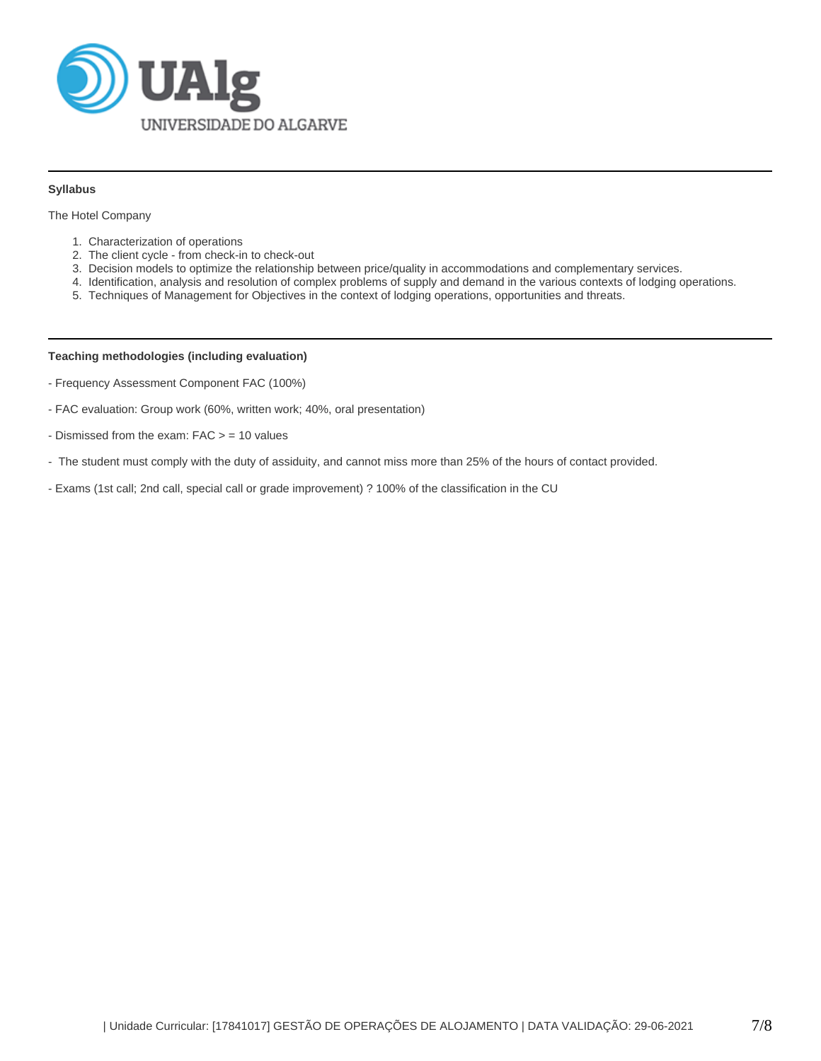**Syllabus**

The Hotel Company

1. Characterization of operations
2. The client cycle - from check-in to check-out
3. Decision models to optimize the relationship between price/quality in accommodations and complementary services.
4. Identification, analysis and resolution of complex problems of supply and demand in the various contexts of lodging operations.
5. Techniques of Management for Objectives in the context of lodging operations, opportunities and threats.

**Teaching methodologies (including evaluation)**

- Frequency Assessment Component FAC (100%)

- FAC evaluation: Group work (60%, written work; 40%, oral presentation)

- Dismissed from the exam: FAC > = 10 values

- The student must comply with the duty of assiduity, and cannot miss more than 25% of the hours of contact provided.

- Exams (1st call; 2nd call, special call or grade improvement) ? 100% of the classification in the CU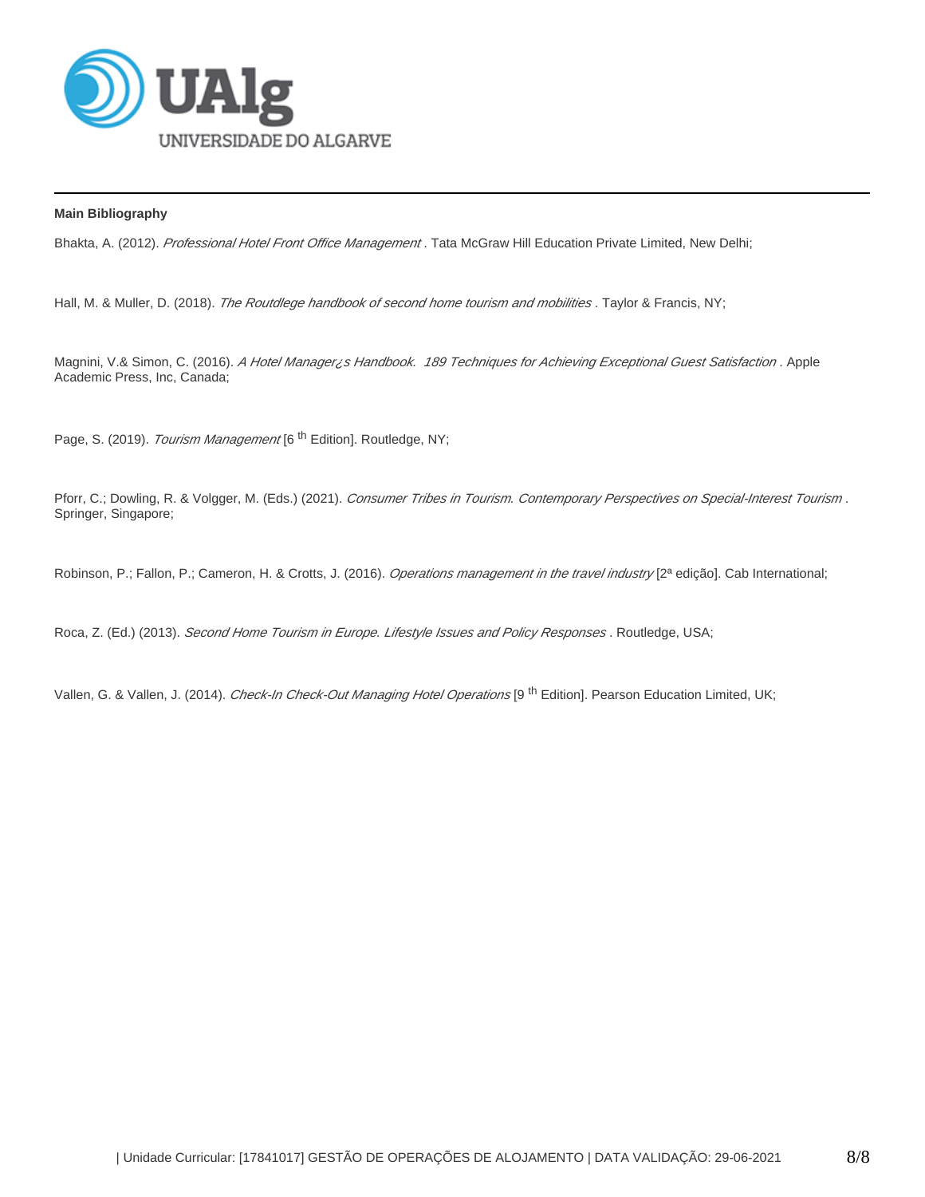**Main Bibliography**

Bhakta, A. (2012). *Professional Hotel Front Office Management* . Tata McGraw Hill Education Private Limited, New Delhi;

Hall, M. & Muller, D. (2018). *The Routdlege handbook of second home tourism and mobilities* . Taylor & Francis, NY;

Magnini, V.& Simon, C. (2016). *A Hotel Manager¿s Handbook. 189 Techniques for Achieving Exceptional Guest Satisfaction* . Apple Academic Press, Inc, Canada;

Page, S. (2019). *Tourism Management* [6 th Edition]. Routledge, NY;

Pforr, C.; Dowling, R. & Volgger, M. (Eds.) (2021). *Consumer Tribes in Tourism. Contemporary Perspectives on Special-Interest Tourism* . Springer, Singapore;

Robinson, P.; Fallon, P.; Cameron, H. & Crotts, J. (2016). *Operations management in the travel industry* [2ª edição]. Cab International;

Roca, Z. (Ed.) (2013). *Second Home Tourism in Europe. Lifestyle Issues and Policy Responses* . Routledge, USA;

Vallen, G. & Vallen, J. (2014). *Check-In Check-Out Managing Hotel Operations* [9 th Edition]. Pearson Education Limited, UK;